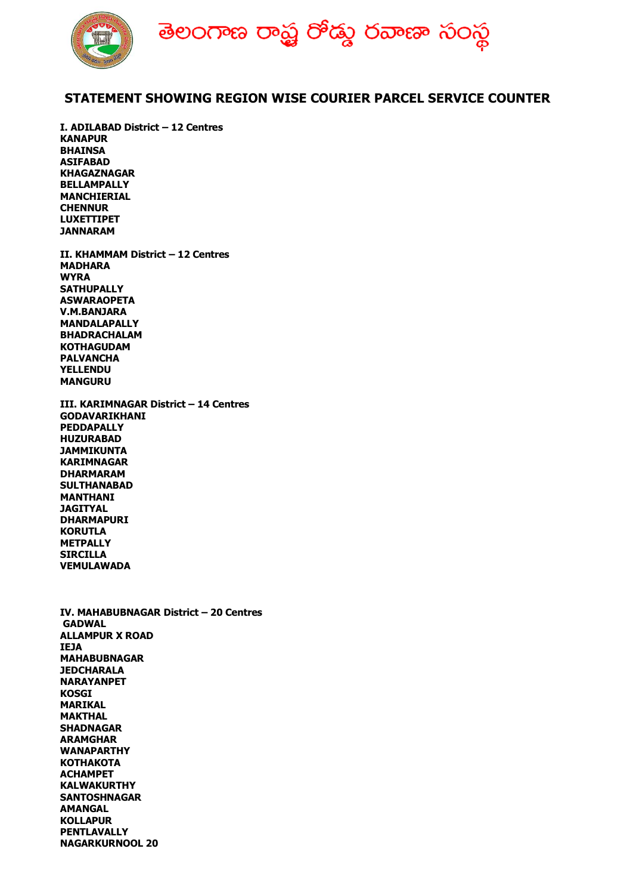# తెలంగాణ రాష్ట్ర రోడ్డు రవాణా సంస్థ

## STATEMENT SHOWING REGION WISE COURIER PARCEL SERVICE COUNTER

**I. ADILABAD District – 12 Centres**
**KANAPUR**
**BHAINSA**
**ASIFABAD**
**KHAGAZNAGAR**
**BELLAMPALLY**
**MANCHIERIAL**
**CHENNUR**
**LUXETTIPET**
**JANNARAM**

**II. KHAMMAM District – 12 Centres**
**MADHARA**
**WYRA**
**SATHUPALLY**
**ASWARAOPETA**
**V.M.BANJARA**
**MANDALAPALLY**
**BHADRACHALAM**
**KOTHAGUDAM**
**PALVANCHA**
**YELLENDU**
**MANGURU**

**III. KARIMNAGAR District – 14 Centres**
**GODAVARIKHANI**
**PEDDAPALLY**
**HUZURABAD**
**JAMMIKUNTA**
**KARIMNAGAR**
**DHARMARAM**
**SULTHANABAD**
**MANTHANI**
**JAGITYAL**
**DHARMAPURI**
**KORUTLA**
**METPALLY**
**SIRCILLA**
**VEMULAWADA**

**IV. MAHABUBNAGAR District – 20 Centres**
**GADWAL**
**ALLAMPUR X ROAD**
**IEJA**
**MAHABUBNAGAR**
**JEDCHARALA**
**NARAYANPET**
**KOSGI**
**MARIKAL**
**MAKTHAL**
**SHADNAGAR**
**ARAMGHAR**
**WANAPARTHY**
**KOTHAKOTA**
**ACHAMPET**
**KALWAKURTHY**
**SANTOSHNAGAR**
**AMANGAL**
**KOLLAPUR**
**PENTLAVALLY**
**NAGARKURNOOL 20**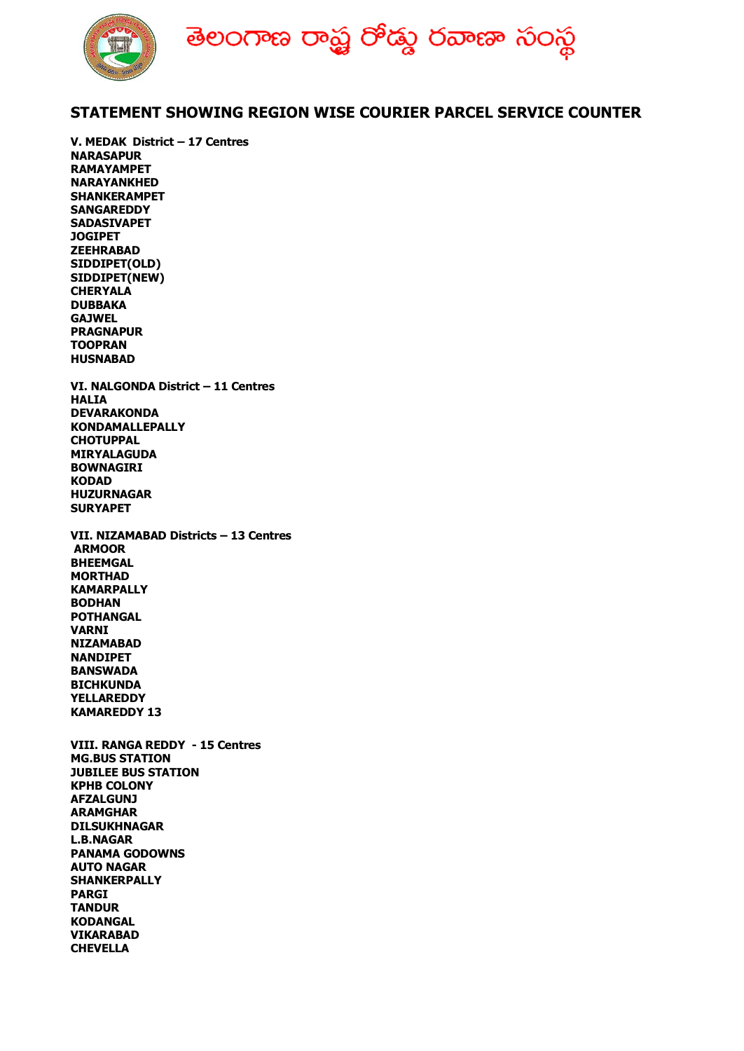తెలంగాణ రాష్ట్ర రోడ్డు రవాణా సంస్థ

## STATEMENT SHOWING REGION WISE COURIER PARCEL SERVICE COUNTER

**V. MEDAK District – 17 Centres**
**NARASAPUR**
**RAMAYAMPET**
**NARAYANKHED**
**SHANKERAMPET**
**SANGAREDDY**
**SADASIVAPET**
**JOGIPET**
**ZEEHRABAD**
**SIDDIPET(OLD)**
**SIDDIPET(NEW)**
**CHERYALA**
**DUBBAKA**
**GAJWEL**
**PRAGNAPUR**
**TOOPRAN**
**HUSNABAD**

**VI. NALGONDA District – 11 Centres**
**HALIA**
**DEVARAKONDA**
**KONDAMALLEPALLY**
**CHOTUPPAL**
**MIRYALAGUDA**
**BOWNAGIRI**
**KODAD**
**HUZURNAGAR**
**SURYAPET**

**VII. NIZAMABAD Districts – 13 Centres**
**ARMOOR**
**BHEEMGAL**
**MORTHAD**
**KAMARPALLY**
**BODHAN**
**POTHANGAL**
**VARNI**
**NIZAMABAD**
**NANDIPET**
**BANSWADA**
**BICHKUNDA**
**YELLAREDDY**
**KAMAREDDY 13**

**VIII. RANGA REDDY - 15 Centres**
**MG.BUS STATION**
**JUBILEE BUS STATION**
**KPHB COLONY**
**AFZALGUNJ**
**ARAMGHAR**
**DILSUKHNAGAR**
**L.B.NAGAR**
**PANAMA GODOWNS**
**AUTO NAGAR**
**SHANKERPALLY**
**PARGI**
**TANDUR**
**KODANGAL**
**VIKARABAD**
**CHEVELLA**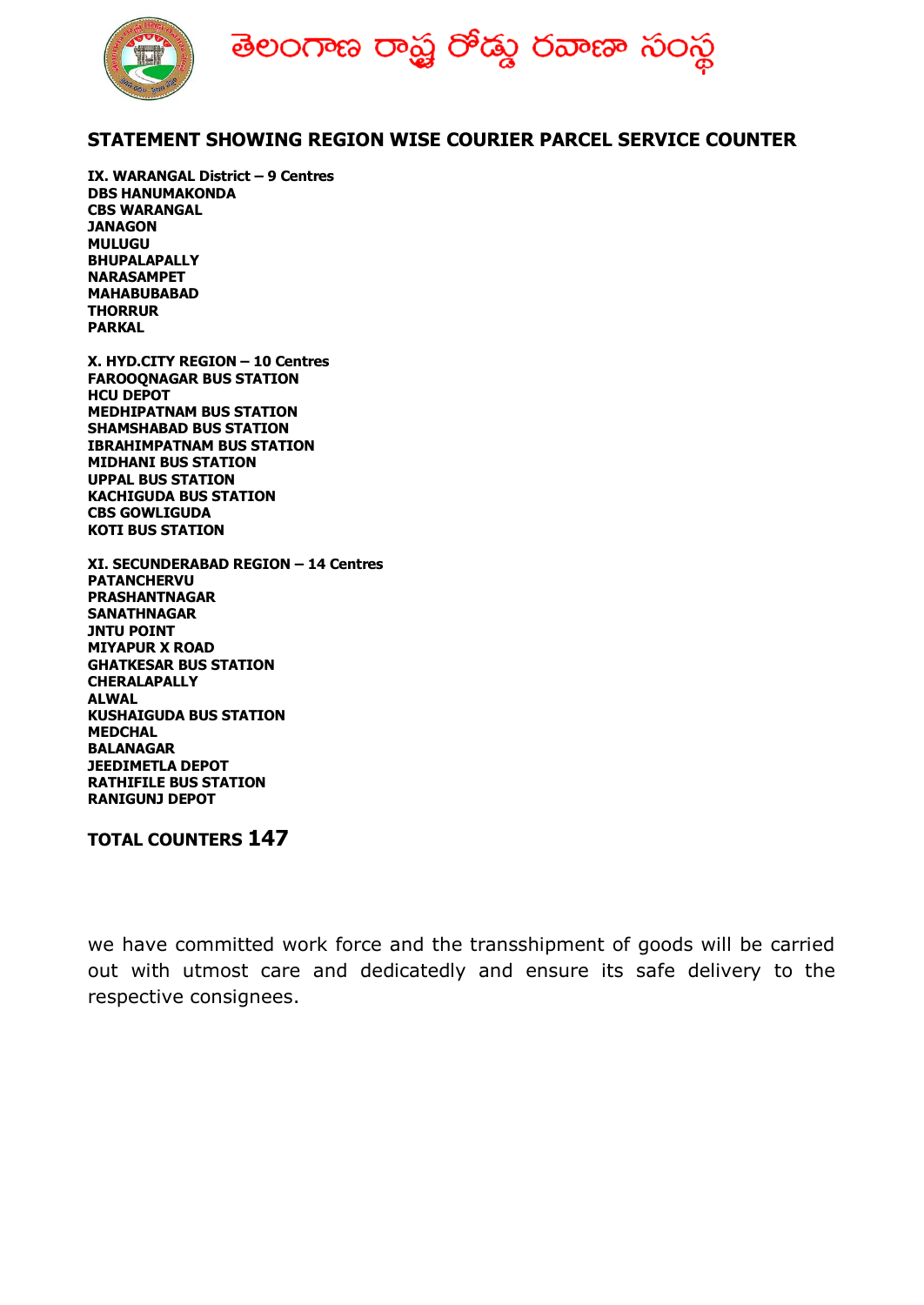తెలంగాణ రాష్ట్ర రోడ్డు రవాణా సంస్థ

## STATEMENT SHOWING REGION WISE COURIER PARCEL SERVICE COUNTER

**IX. WARANGAL District – 9 Centres**
**DBS HANUMAKONDA**
**CBS WARANGAL**
**JANAGON**
**MULUGU**
**BHUPALAPALLY**
**NARASAMPET**
**MAHABUBABAD**
**THORRUR**
**PARKAL**

**X. HYD.CITY REGION – 10 Centres**
**FAROOQNAGAR BUS STATION**
**HCU DEPOT**
**MEDHIPATNAM BUS STATION**
**SHAMSHABAD BUS STATION**
**IBRAHIMPATNAM BUS STATION**
**MIDHANI BUS STATION**
**UPPAL BUS STATION**
**KACHIGUDA BUS STATION**
**CBS GOWLIGUDA**
**KOTI BUS STATION**

**XI. SECUNDERABAD REGION – 14 Centres**
**PATANCHERVU**
**PRASHANTNAGAR**
**SANATHNAGAR**
**JNTU POINT**
**MIYAPUR X ROAD**
**GHATKESAR BUS STATION**
**CHERALAPALLY**
**ALWAL**
**KUSHAIGUDA BUS STATION**
**MEDCHAL**
**BALANAGAR**
**JEEDIMETLA DEPOT**
**RATHIFILE BUS STATION**
**RANIGUNJ DEPOT**

**TOTAL COUNTERS 147**

we have committed work force and the transshipment of goods will be carried out with utmost care and dedicatedly and ensure its safe delivery to the respective consignees.